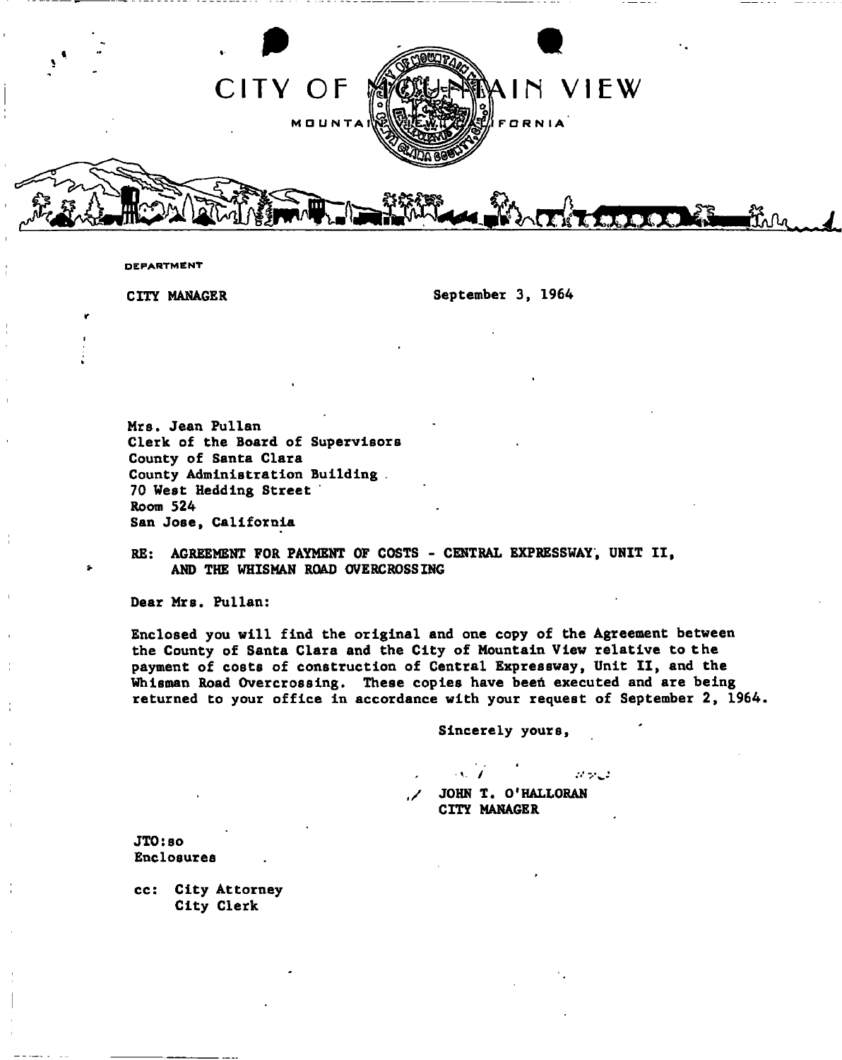# CITY OF MOUNTAIN VIEW

MOUNTAIN VIEW, CALIFORNIA

DEPARTMENT

CITY MANAGER

September 3, 1964

Mrs. Jean Pullan
Clerk of the Board of Supervisors
County of Santa Clara
County Administration Building
70 West Hedding Street
Room 524
San Jose, California

RE: **AGREEMENT FOR PAYMENT OF COSTS - CENTRAL EXPRESSWAY, UNIT II, AND THE WHISMAN ROAD OVERCROSSING**

Dear Mrs. Pullan:

Enclosed you will find the original and one copy of the Agreement between the County of Santa Clara and the City of Mountain View relative to the payment of costs of construction of Central Expressway, Unit II, and the Whisman Road Overcrossing. These copies have been executed and are being returned to your office in accordance with your request of September 2, 1964.

Sincerely yours,

JOHN T. O'HALLORAN
CITY MANAGER

JTO:so
Enclosures

cc: City Attorney
City Clerk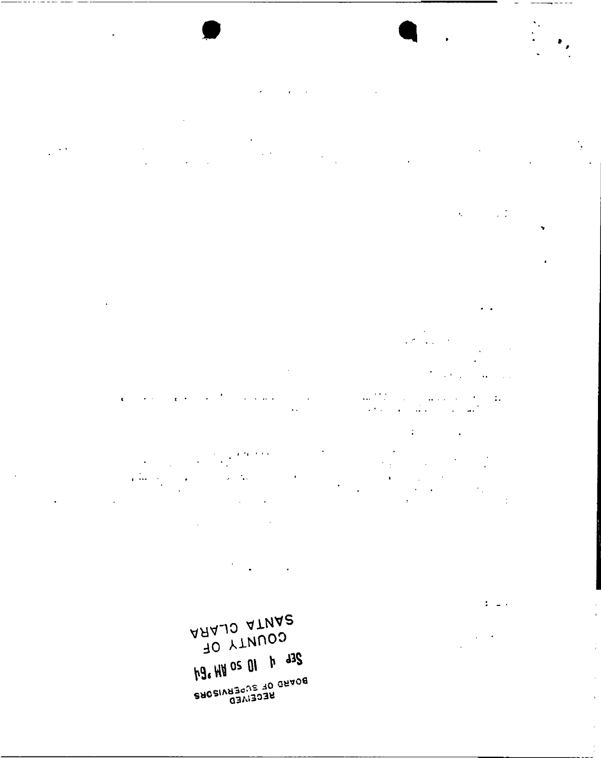RECEIVED
BOARD OF SUPERVISORS

SEP 4 10 20 AM '64

COUNTY OF
SANTA CLARA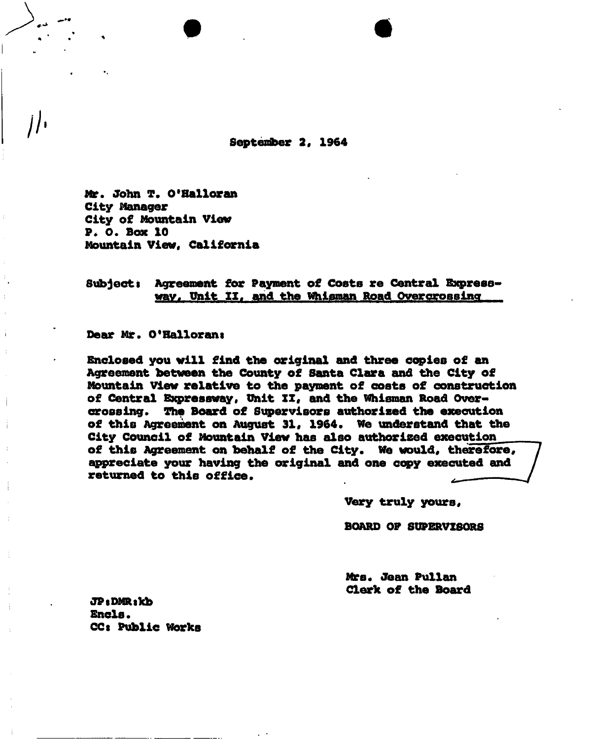September 2, 1964

Mr. John T. O'Halloran
City Manager
City of Mountain View
P. O. Box 10
Mountain View, California

Subject: Agreement for Payment of Costs re Central Expressway, Unit II, and the Whisman Road Overcrossing

Dear Mr. O'Halloran:

Enclosed you will find the original and three copies of an Agreement between the County of Santa Clara and the City of Mountain View relative to the payment of costs of construction of Central Expressway, Unit II, and the Whisman Road Overcrossing. The Board of Supervisors authorized the execution of this Agreement on August 31, 1964. We understand that the City Council of Mountain View has also authorized execution of this Agreement on behalf of the City. We would, therefore, appreciate your having the original and one copy executed and returned to this office.

Very truly yours,

BOARD OF SUPERVISORS

Mrs. Jean Pullan
Clerk of the Board

JP:DMR:kb
Encls.
CC: Public Works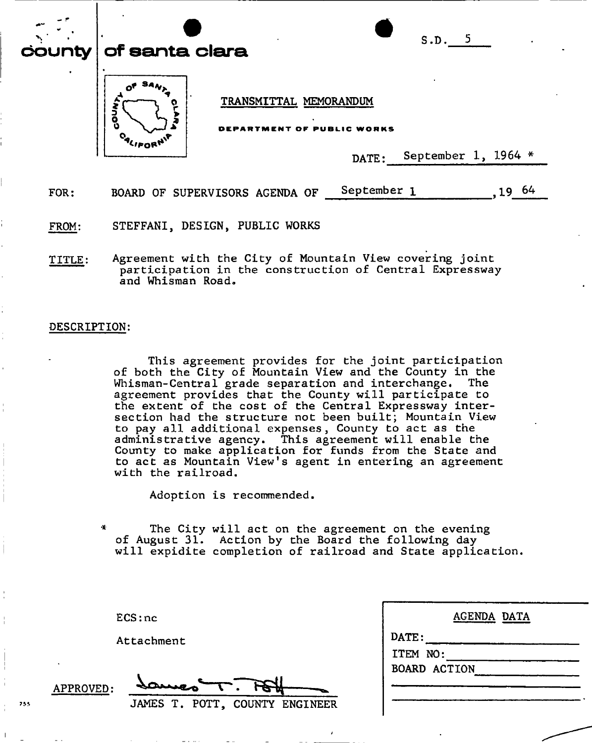**county of santa clara**

S.D. 5

TRANSMITTAL MEMORANDUM

DEPARTMENT OF PUBLIC WORKS

DATE: September 1, 1964 *

FOR: BOARD OF SUPERVISORS AGENDA OF September 1, 19 64

FROM: STEFFANI, DESIGN, PUBLIC WORKS

TITLE: Agreement with the City of Mountain View covering joint participation in the construction of Central Expressway and Whisman Road.

DESCRIPTION:

This agreement provides for the joint participation of both the City of Mountain View and the County in the Whisman-Central grade separation and interchange. The agreement provides that the County will participate to the extent of the cost of the Central Expressway intersection had the structure not been built; Mountain View to pay all additional expenses, County to act as the administrative agency. This agreement will enable the County to make application for funds from the State and to act as Mountain View's agent in entering an agreement with the railroad.

Adoption is recommended.

* The City will act on the agreement on the evening of August 31. Action by the Board the following day will expidite completion of railroad and State application.

ECS:nc

Attachment

APPROVED: James T. Pott
JAMES T. POTT, COUNTY ENGINEER

| AGENDA DATA |
|---|
| DATE: |
| ITEM NO: |
| BOARD ACTION |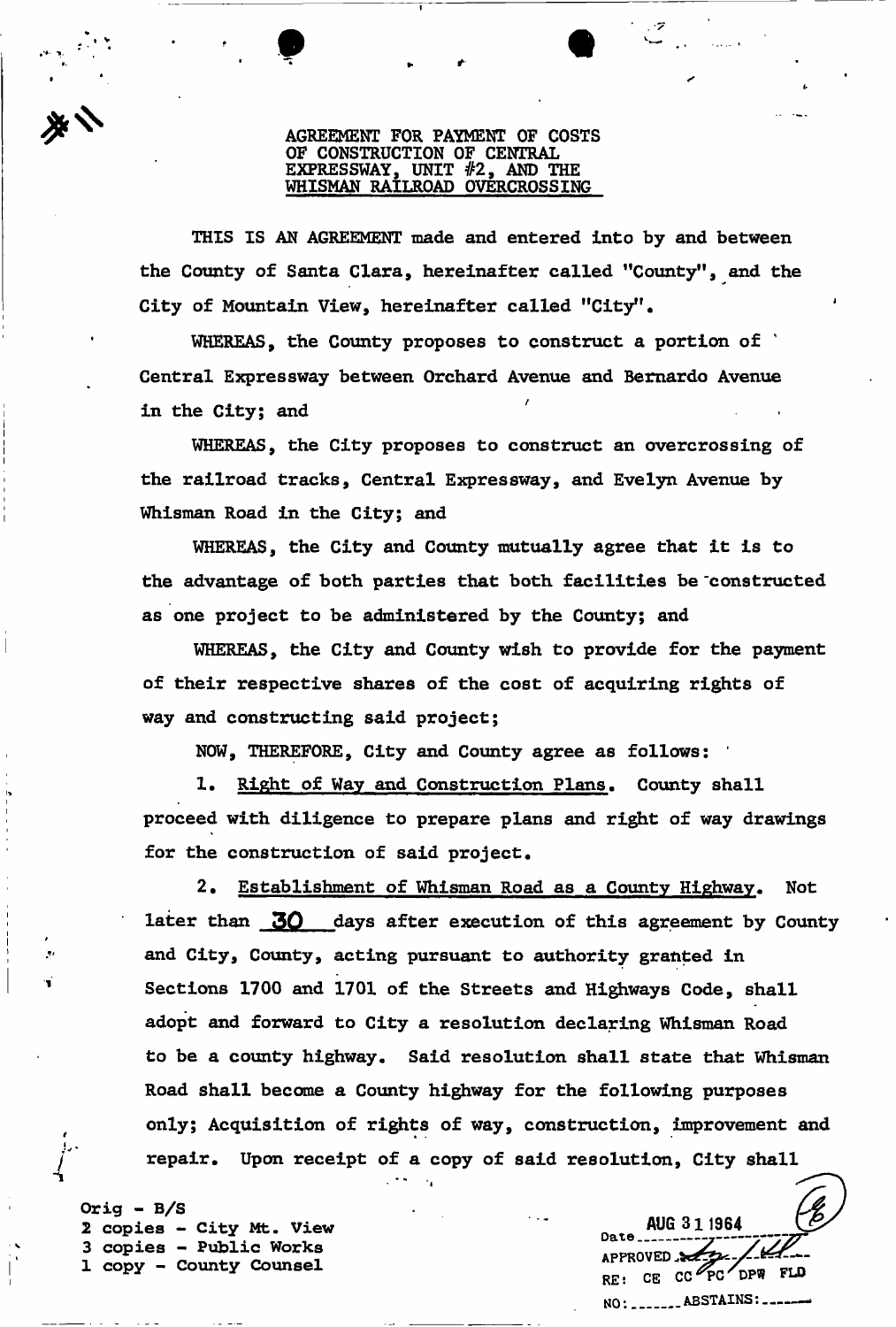#11

AGREEMENT FOR PAYMENT OF COSTS OF CONSTRUCTION OF CENTRAL EXPRESSWAY, UNIT #2, AND THE WHISMAN RAILROAD OVERCROSSING

THIS IS AN AGREEMENT made and entered into by and between the County of Santa Clara, hereinafter called "County", and the City of Mountain View, hereinafter called "City".

WHEREAS, the County proposes to construct a portion of Central Expressway between Orchard Avenue and Bernardo Avenue in the City; and

WHEREAS, the City proposes to construct an overcrossing of the railroad tracks, Central Expressway, and Evelyn Avenue by Whisman Road in the City; and

WHEREAS, the City and County mutually agree that it is to the advantage of both parties that both facilities be constructed as one project to be administered by the County; and

WHEREAS, the City and County wish to provide for the payment of their respective shares of the cost of acquiring rights of way and constructing said project;

NOW, THEREFORE, City and County agree as follows:

1. Right of Way and Construction Plans. County shall proceed with diligence to prepare plans and right of way drawings for the construction of said project.

2. Establishment of Whisman Road as a County Highway. Not later than 30 days after execution of this agreement by County and City, County, acting pursuant to authority granted in Sections 1700 and 1701 of the Streets and Highways Code, shall adopt and forward to City a resolution declaring Whisman Road to be a county highway. Said resolution shall state that Whisman Road shall become a County highway for the following purposes only; Acquisition of rights of way, construction, improvement and repair. Upon receipt of a copy of said resolution, City shall

Orig - B/S
2 copies - City Mt. View
3 copies - Public Works
1 copy - County Counsel

AUG 31 1964
Date
APPROVED
RE: CE CC PC DPW FLD
NO: ______ ABSTAINS: ______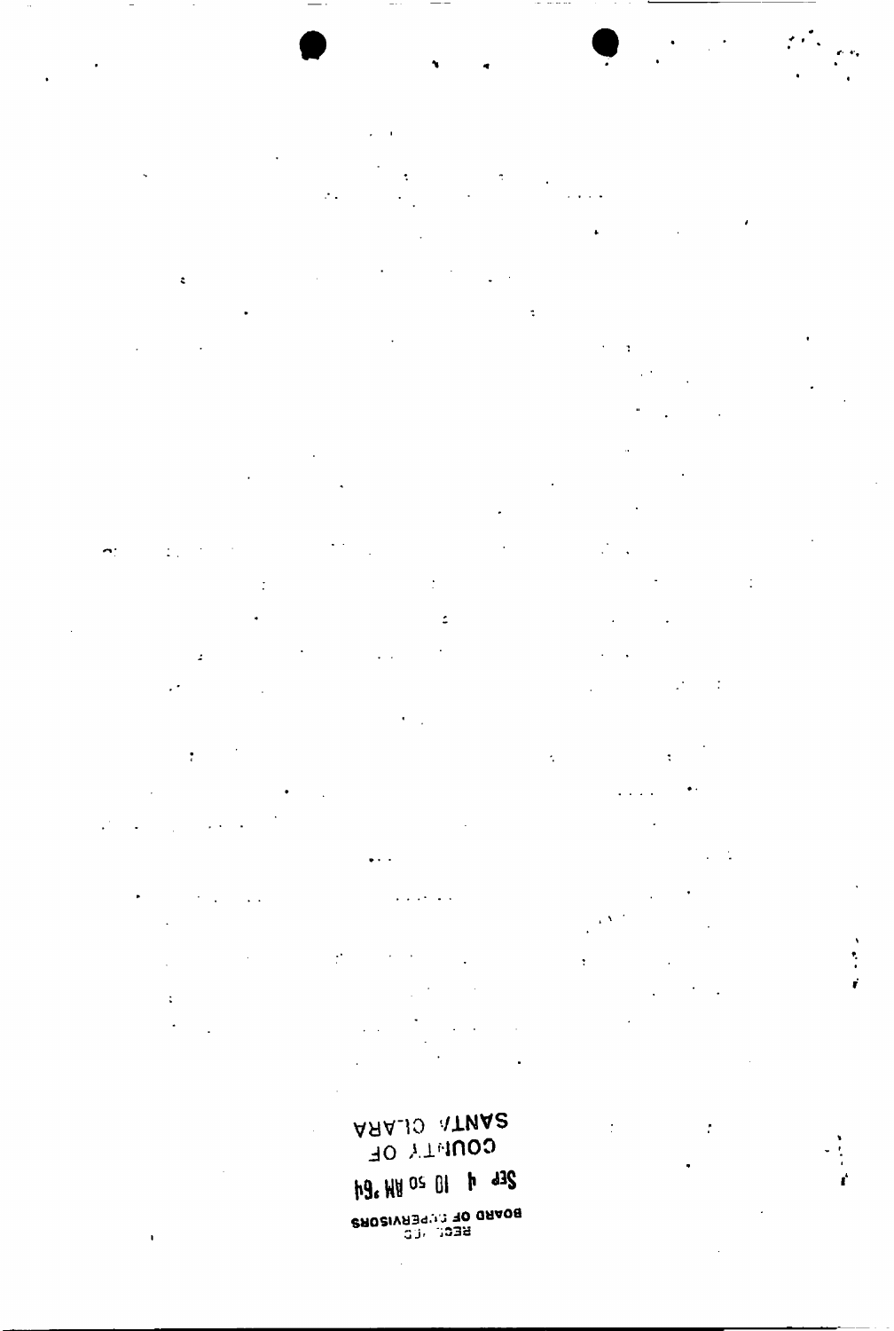REC'D

BOARD OF SUPERVISORS

Sep 4 10 50 AM '64

COUNTY OF
SANTA CLARA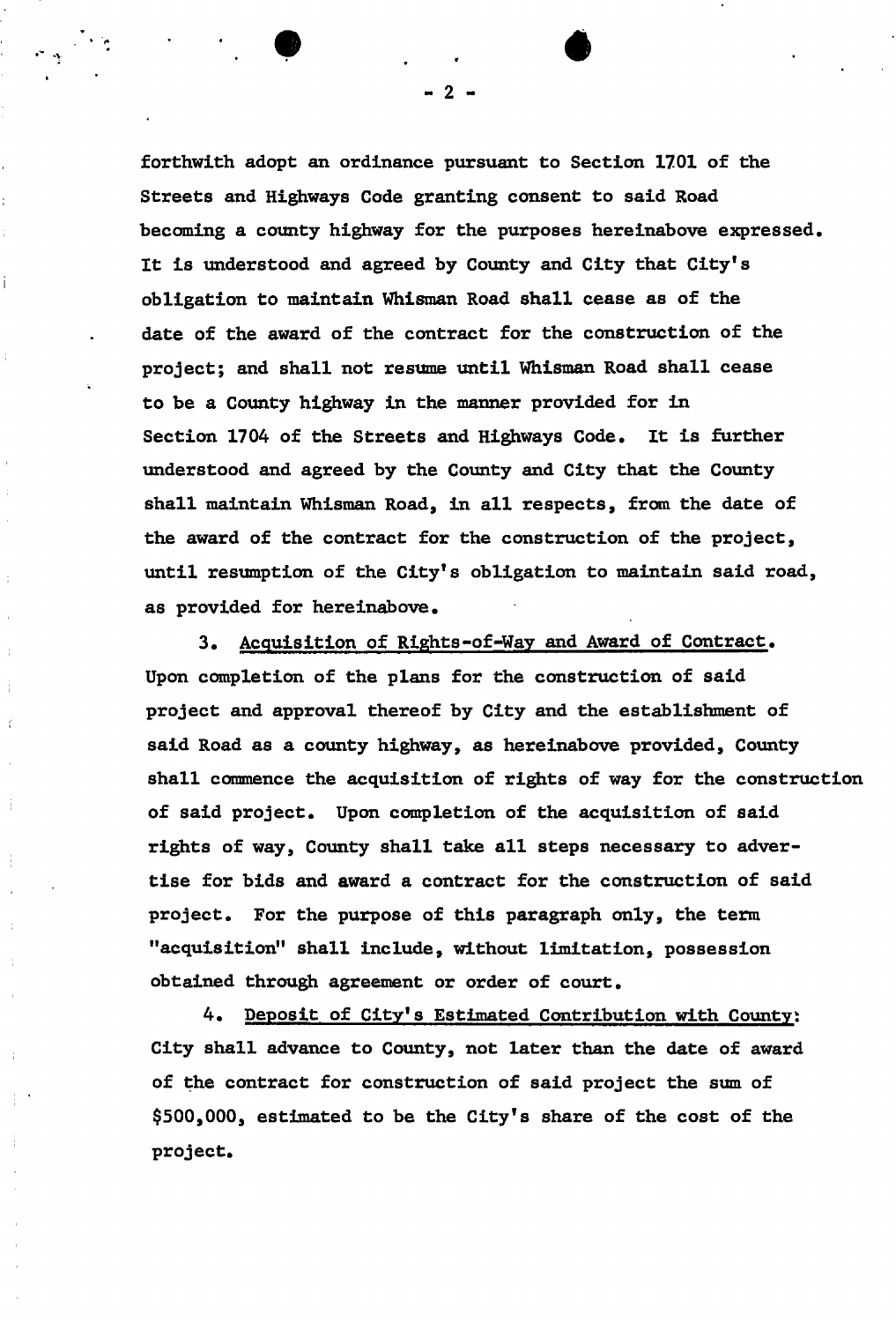forthwith adopt an ordinance pursuant to Section 1701 of the Streets and Highways Code granting consent to said Road becoming a county highway for the purposes hereinabove expressed. It is understood and agreed by County and City that City's obligation to maintain Whisman Road shall cease as of the date of the award of the contract for the construction of the project; and shall not resume until Whisman Road shall cease to be a County highway in the manner provided for in Section 1704 of the Streets and Highways Code. It is further understood and agreed by the County and City that the County shall maintain Whisman Road, in all respects, from the date of the award of the contract for the construction of the project, until resumption of the City's obligation to maintain said road, as provided for hereinabove.

3. Acquisition of Rights-of-Way and Award of Contract. Upon completion of the plans for the construction of said project and approval thereof by City and the establishment of said Road as a county highway, as hereinabove provided, County shall commence the acquisition of rights of way for the construction of said project. Upon completion of the acquisition of said rights of way, County shall take all steps necessary to advertise for bids and award a contract for the construction of said project. For the purpose of this paragraph only, the term "acquisition" shall include, without limitation, possession obtained through agreement or order of court.

4. Deposit of City's Estimated Contribution with County: City shall advance to County, not later than the date of award of the contract for construction of said project the sum of $500,000, estimated to be the City's share of the cost of the project.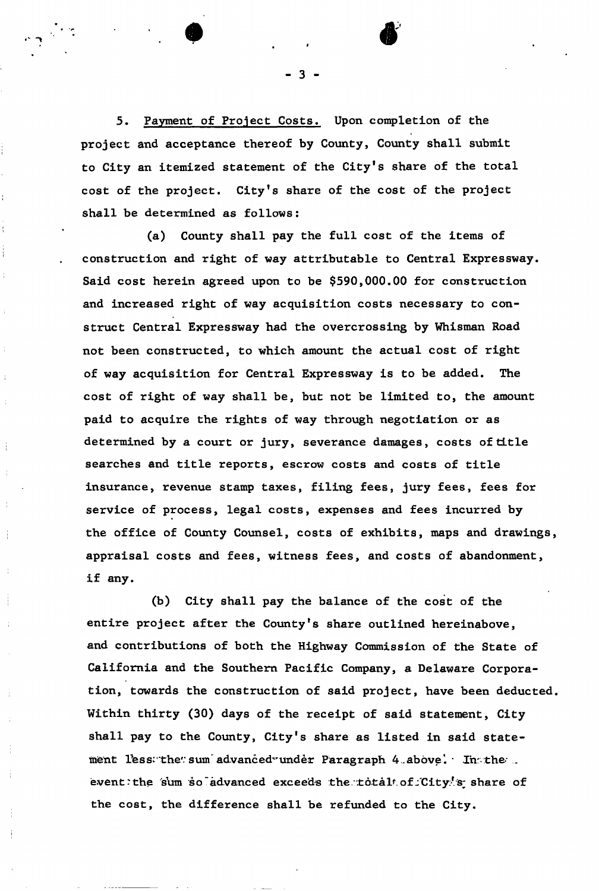5. Payment of Project Costs. Upon completion of the project and acceptance thereof by County, County shall submit to City an itemized statement of the City's share of the total cost of the project. City's share of the cost of the project shall be determined as follows:

(a) County shall pay the full cost of the items of construction and right of way attributable to Central Expressway. Said cost herein agreed upon to be $590,000.00 for construction and increased right of way acquisition costs necessary to construct Central Expressway had the overcrossing by Whisman Road not been constructed, to which amount the actual cost of right of way acquisition for Central Expressway is to be added. The cost of right of way shall be, but not be limited to, the amount paid to acquire the rights of way through negotiation or as determined by a court or jury, severance damages, costs of title searches and title reports, escrow costs and costs of title insurance, revenue stamp taxes, filing fees, jury fees, fees for service of process, legal costs, expenses and fees incurred by the office of County Counsel, costs of exhibits, maps and drawings, appraisal costs and fees, witness fees, and costs of abandonment, if any.

(b) City shall pay the balance of the cost of the entire project after the County's share outlined hereinabove, and contributions of both the Highway Commission of the State of California and the Southern Pacific Company, a Delaware Corporation, towards the construction of said project, have been deducted. Within thirty (30) days of the receipt of said statement, City shall pay to the County, City's share as listed in said statement less the sum advanced under Paragraph 4 above. In the event the sum so advanced exceeds the total of City's share of the cost, the difference shall be refunded to the City.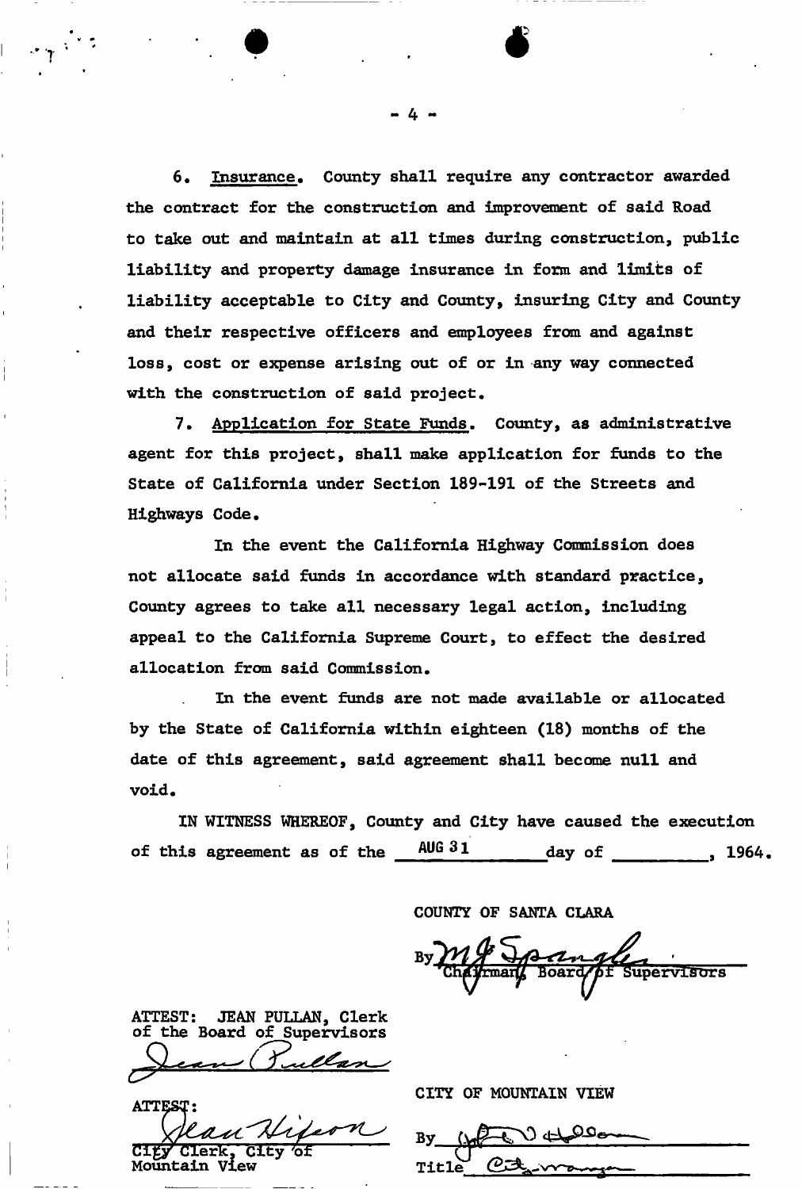6. Insurance. County shall require any contractor awarded the contract for the construction and improvement of said Road to take out and maintain at all times during construction, public liability and property damage insurance in form and limits of liability acceptable to City and County, insuring City and County and their respective officers and employees from and against loss, cost or expense arising out of or in any way connected with the construction of said project.

7. Application for State Funds. County, as administrative agent for this project, shall make application for funds to the State of California under Section 189-191 of the Streets and Highways Code.

In the event the California Highway Commission does not allocate said funds in accordance with standard practice, County agrees to take all necessary legal action, including appeal to the California Supreme Court, to effect the desired allocation from said Commission.

In the event funds are not made available or allocated by the State of California within eighteen (18) months of the date of this agreement, said agreement shall become null and void.

IN WITNESS WHEREOF, County and City have caused the execution of this agreement as of the AUG 31 day of \_\_\_\_\_\_\_\_, 1964.

COUNTY OF SANTA CLARA

By *M. G. Spangle*
Chairman, Board of Supervisors

ATTEST: JEAN PULLAN, Clerk of the Board of Supervisors

*Jean Pullan*

CITY OF MOUNTAIN VIEW

ATTEST:

*Jean Hifeon*
City Clerk, City of Mountain View

By *[signature]*

Title *[illegible]*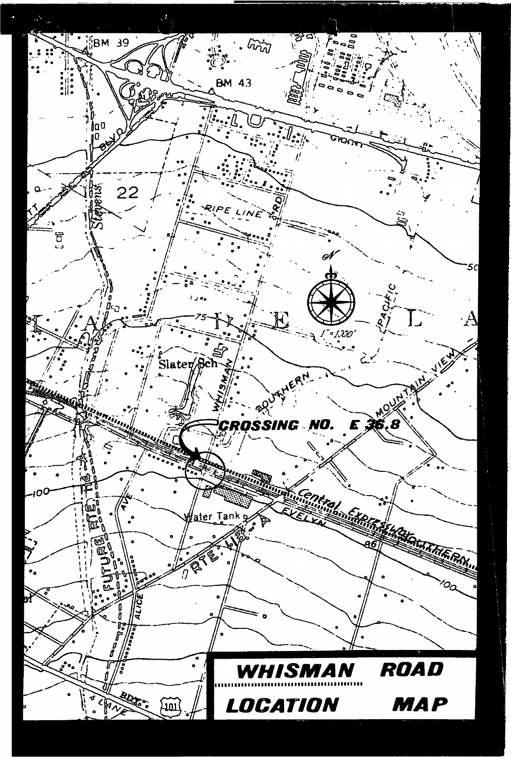# WHISMAN ROAD LOCATION MAP

CROSSING NO. E 36.8

1" = 1000'